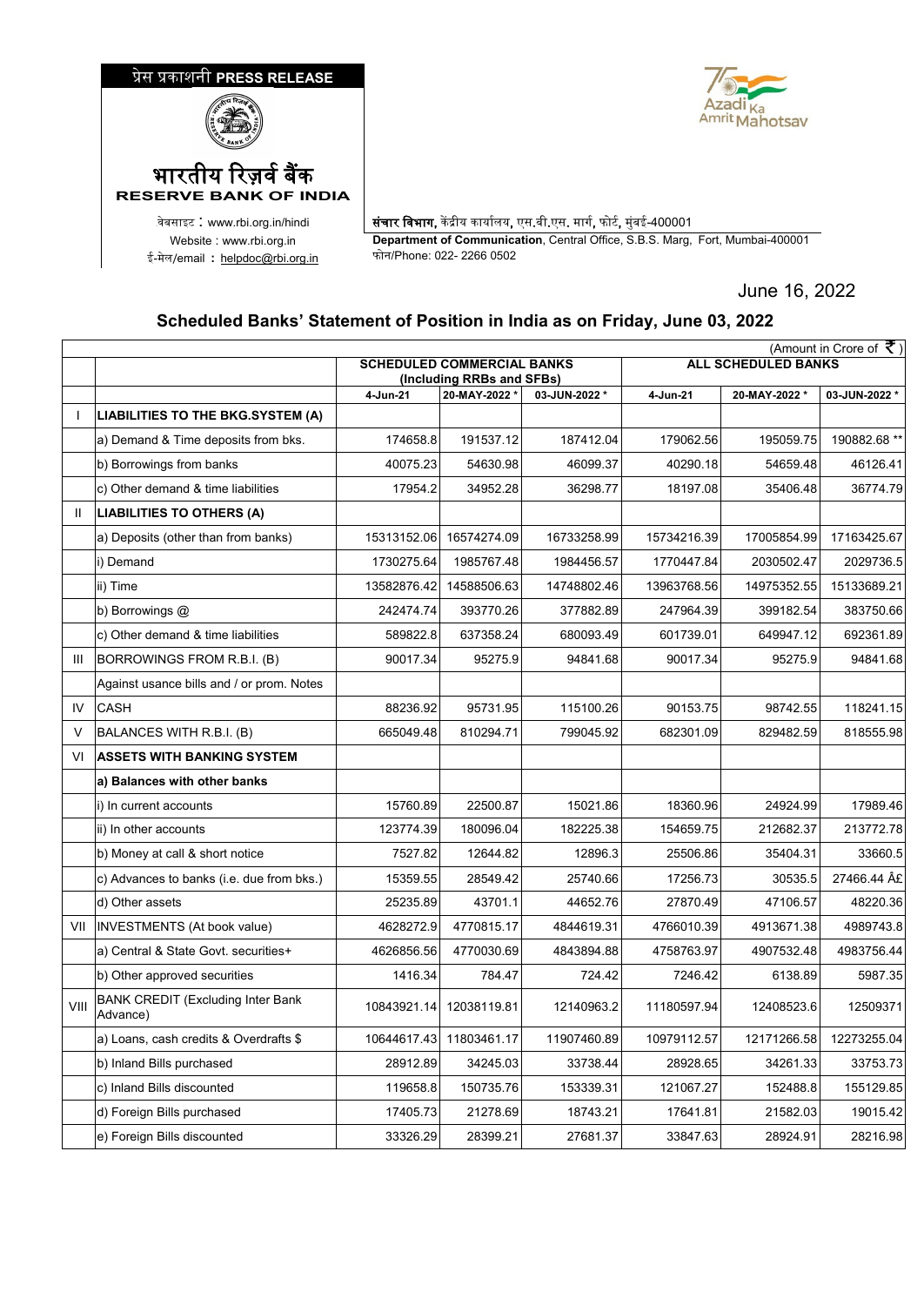प्रेस प्रकाशनी **PRESS RELEASE**

भारतीय रिज़र्व बैंक
**RESERVE BANK OF INDIA**

वेबसाइट : www.rbi.org.in/hindi
Website : www.rbi.org.in
ई-मेल/email : helpdoc@rbi.org.in

**संचार विभाग,** केंद्रीय कार्यालय, एस.बी.एस. मार्ग, फोर्ट, मुंबई-400001
**Department of Communication**, Central Office, S.B.S. Marg, Fort, Mumbai-400001
फोन/Phone: 022- 2266 0502

June 16, 2022

## Scheduled Banks' Statement of Position in India as on Friday, June 03, 2022

(Amount in Crore of ₹)

| | | SCHEDULED COMMERCIAL BANKS (Including RRBs and SFBs) | | | ALL SCHEDULED BANKS | | |
|---|---|---|---|---|---|---|---|
| | | 4-Jun-21 | 20-MAY-2022 * | 03-JUN-2022 * | 4-Jun-21 | 20-MAY-2022 * | 03-JUN-2022 * |
| I | **LIABILITIES TO THE BKG.SYSTEM (A)** | | | | | | |
| | a) Demand & Time deposits from bks. | 174658.8 | 191537.12 | 187412.04 | 179062.56 | 195059.75 | 190882.68 ** |
| | b) Borrowings from banks | 40075.23 | 54630.98 | 46099.37 | 40290.18 | 54659.48 | 46126.41 |
| | c) Other demand & time liabilities | 17954.2 | 34952.28 | 36298.77 | 18197.08 | 35406.48 | 36774.79 |
| II | **LIABILITIES TO OTHERS (A)** | | | | | | |
| | a) Deposits (other than from banks) | 15313152.06 | 16574274.09 | 16733258.99 | 15734216.39 | 17005854.99 | 17163425.67 |
| | i) Demand | 1730275.64 | 1985767.48 | 1984456.57 | 1770447.84 | 2030502.47 | 2029736.5 |
| | ii) Time | 13582876.42 | 14588506.63 | 14748802.46 | 13963768.56 | 14975352.55 | 15133689.21 |
| | b) Borrowings @ | 242474.74 | 393770.26 | 377882.89 | 247964.39 | 399182.54 | 383750.66 |
| | c) Other demand & time liabilities | 589822.8 | 637358.24 | 680093.49 | 601739.01 | 649947.12 | 692361.89 |
| III | BORROWINGS FROM R.B.I. (B) | 90017.34 | 95275.9 | 94841.68 | 90017.34 | 95275.9 | 94841.68 |
| | Against usance bills and / or prom. Notes | | | | | | |
| IV | CASH | 88236.92 | 95731.95 | 115100.26 | 90153.75 | 98742.55 | 118241.15 |
| V | BALANCES WITH R.B.I. (B) | 665049.48 | 810294.71 | 799045.92 | 682301.09 | 829482.59 | 818555.98 |
| VI | **ASSETS WITH BANKING SYSTEM** | | | | | | |
| | **a) Balances with other banks** | | | | | | |
| | i) In current accounts | 15760.89 | 22500.87 | 15021.86 | 18360.96 | 24924.99 | 17989.46 |
| | ii) In other accounts | 123774.39 | 180096.04 | 182225.38 | 154659.75 | 212682.37 | 213772.78 |
| | b) Money at call & short notice | 7527.82 | 12644.82 | 12896.3 | 25506.86 | 35404.31 | 33660.5 |
| | c) Advances to banks (i.e. due from bks.) | 15359.55 | 28549.42 | 25740.66 | 17256.73 | 30535.5 | 27466.44 Â£ |
| | d) Other assets | 25235.89 | 43701.1 | 44652.76 | 27870.49 | 47106.57 | 48220.36 |
| VII | INVESTMENTS (At book value) | 4628272.9 | 4770815.17 | 4844619.31 | 4766010.39 | 4913671.38 | 4989743.8 |
| | a) Central & State Govt. securities+ | 4626856.56 | 4770030.69 | 4843894.88 | 4758763.97 | 4907532.48 | 4983756.44 |
| | b) Other approved securities | 1416.34 | 784.47 | 724.42 | 7246.42 | 6138.89 | 5987.35 |
| VIII | BANK CREDIT (Excluding Inter Bank Advance) | 10843921.14 | 12038119.81 | 12140963.2 | 11180597.94 | 12408523.6 | 12509371 |
| | a) Loans, cash credits & Overdrafts $ | 10644617.43 | 11803461.17 | 11907460.89 | 10979112.57 | 12171266.58 | 12273255.04 |
| | b) Inland Bills purchased | 28912.89 | 34245.03 | 33738.44 | 28928.65 | 34261.33 | 33753.73 |
| | c) Inland Bills discounted | 119658.8 | 150735.76 | 153339.31 | 121067.27 | 152488.8 | 155129.85 |
| | d) Foreign Bills purchased | 17405.73 | 21278.69 | 18743.21 | 17641.81 | 21582.03 | 19015.42 |
| | e) Foreign Bills discounted | 33326.29 | 28399.21 | 27681.37 | 33847.63 | 28924.91 | 28216.98 |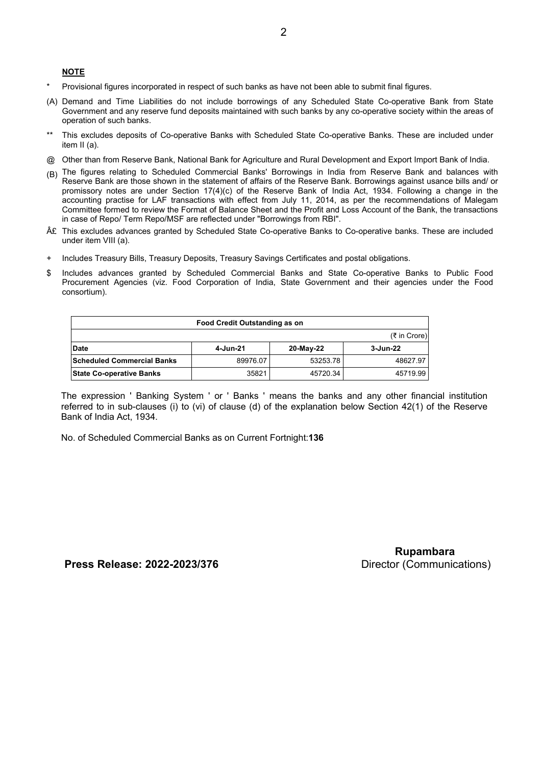**NOTE**

\* Provisional figures incorporated in respect of such banks as have not been able to submit final figures.

(A) Demand and Time Liabilities do not include borrowings of any Scheduled State Co-operative Bank from State Government and any reserve fund deposits maintained with such banks by any co-operative society within the areas of operation of such banks.

** This excludes deposits of Co-operative Banks with Scheduled State Co-operative Banks. These are included under item II (a).

@ Other than from Reserve Bank, National Bank for Agriculture and Rural Development and Export Import Bank of India.

(B) The figures relating to Scheduled Commercial Banks' Borrowings in India from Reserve Bank and balances with Reserve Bank are those shown in the statement of affairs of the Reserve Bank. Borrowings against usance bills and/ or promissory notes are under Section 17(4)(c) of the Reserve Bank of India Act, 1934. Following a change in the accounting practise for LAF transactions with effect from July 11, 2014, as per the recommendations of Malegam Committee formed to review the Format of Balance Sheet and the Profit and Loss Account of the Bank, the transactions in case of Repo/ Term Repo/MSF are reflected under "Borrowings from RBI".

Â£ This excludes advances granted by Scheduled State Co-operative Banks to Co-operative banks. These are included under item VIII (a).

\+ Includes Treasury Bills, Treasury Deposits, Treasury Savings Certificates and postal obligations.

$ Includes advances granted by Scheduled Commercial Banks and State Co-operative Banks to Public Food Procurement Agencies (viz. Food Corporation of India, State Government and their agencies under the Food consortium).

| Food Credit Outstanding as on | | | |
|---|---|---|---|
| | | | (₹ in Crore) |
| **Date** | **4-Jun-21** | **20-May-22** | **3-Jun-22** |
| **Scheduled Commercial Banks** | 89976.07 | 53253.78 | 48627.97 |
| **State Co-operative Banks** | 35821 | 45720.34 | 45719.99 |

The expression ' Banking System ' or ' Banks ' means the banks and any other financial institution referred to in sub-clauses (i) to (vi) of clause (d) of the explanation below Section 42(1) of the Reserve Bank of India Act, 1934.

No. of Scheduled Commercial Banks as on Current Fortnight:**136**

**Press Release: 2022-2023/376**

**Rupambara**
Director (Communications)